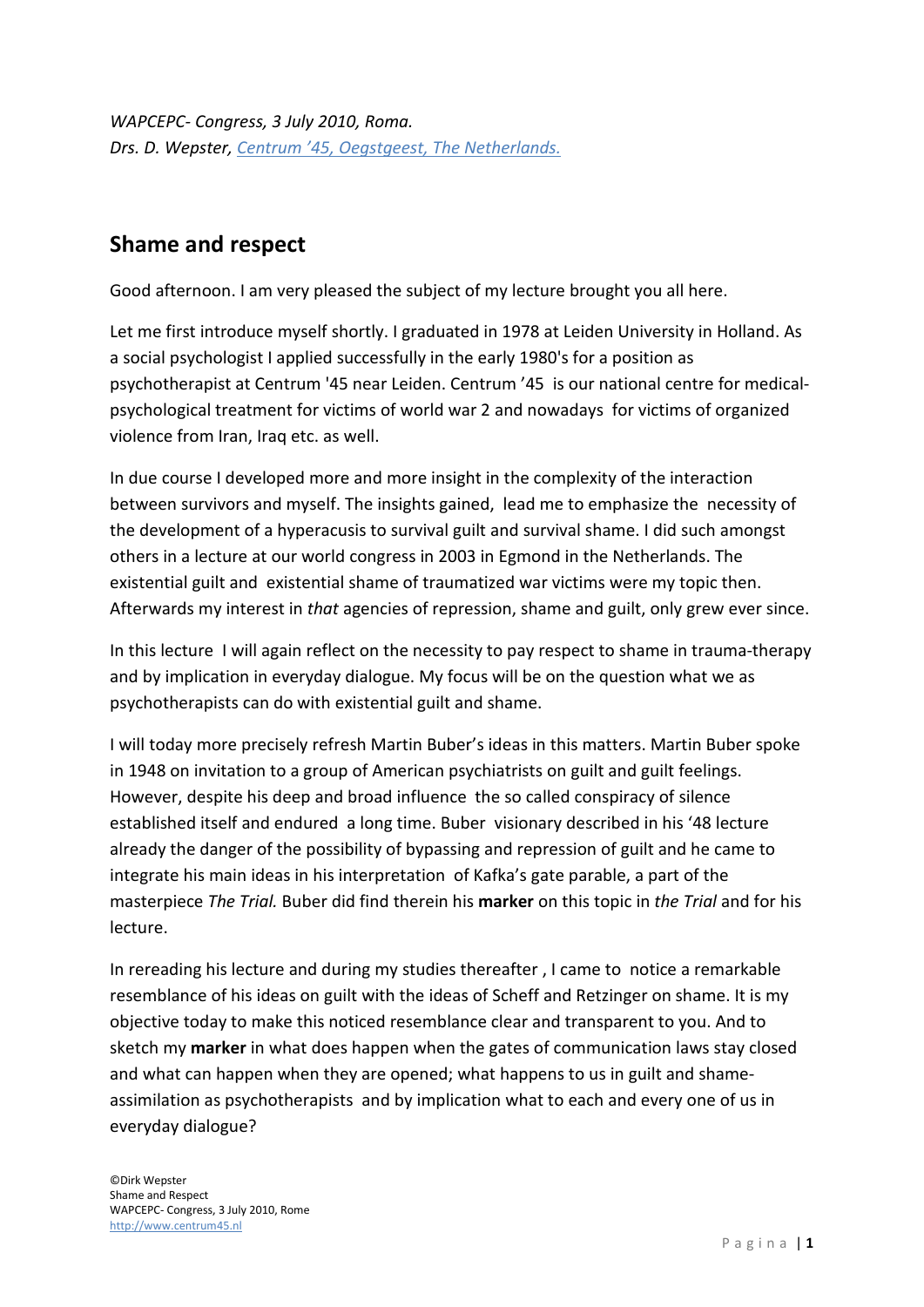*WAPCEPC- Congress, 3 July 2010, Roma.*
*Drs. D. Wepster, Centrum '45, Oegstgeest, The Netherlands.*

## Shame and respect

Good afternoon. I am very pleased the subject of my lecture brought you all here.

Let me first introduce myself shortly. I graduated in 1978 at Leiden University in Holland. As a social psychologist I applied successfully in the early 1980's for a position as psychotherapist at Centrum '45 near Leiden. Centrum '45 is our national centre for medical-psychological treatment for victims of world war 2 and nowadays for victims of organized violence from Iran, Iraq etc. as well.

In due course I developed more and more insight in the complexity of the interaction between survivors and myself. The insights gained, lead me to emphasize the necessity of the development of a hyperacusis to survival guilt and survival shame. I did such amongst others in a lecture at our world congress in 2003 in Egmond in the Netherlands. The existential guilt and existential shame of traumatized war victims were my topic then. Afterwards my interest in *that* agencies of repression, shame and guilt, only grew ever since.

In this lecture I will again reflect on the necessity to pay respect to shame in trauma-therapy and by implication in everyday dialogue. My focus will be on the question what we as psychotherapists can do with existential guilt and shame.

I will today more precisely refresh Martin Buber's ideas in this matters. Martin Buber spoke in 1948 on invitation to a group of American psychiatrists on guilt and guilt feelings. However, despite his deep and broad influence the so called conspiracy of silence established itself and endured a long time. Buber visionary described in his '48 lecture already the danger of the possibility of bypassing and repression of guilt and he came to integrate his main ideas in his interpretation of Kafka's gate parable, a part of the masterpiece *The Trial.* Buber did find therein his **marker** on this topic in *the Trial* and for his lecture.

In rereading his lecture and during my studies thereafter , I came to notice a remarkable resemblance of his ideas on guilt with the ideas of Scheff and Retzinger on shame. It is my objective today to make this noticed resemblance clear and transparent to you. And to sketch my **marker** in what does happen when the gates of communication laws stay closed and what can happen when they are opened; what happens to us in guilt and shame-assimilation as psychotherapists and by implication what to each and every one of us in everyday dialogue?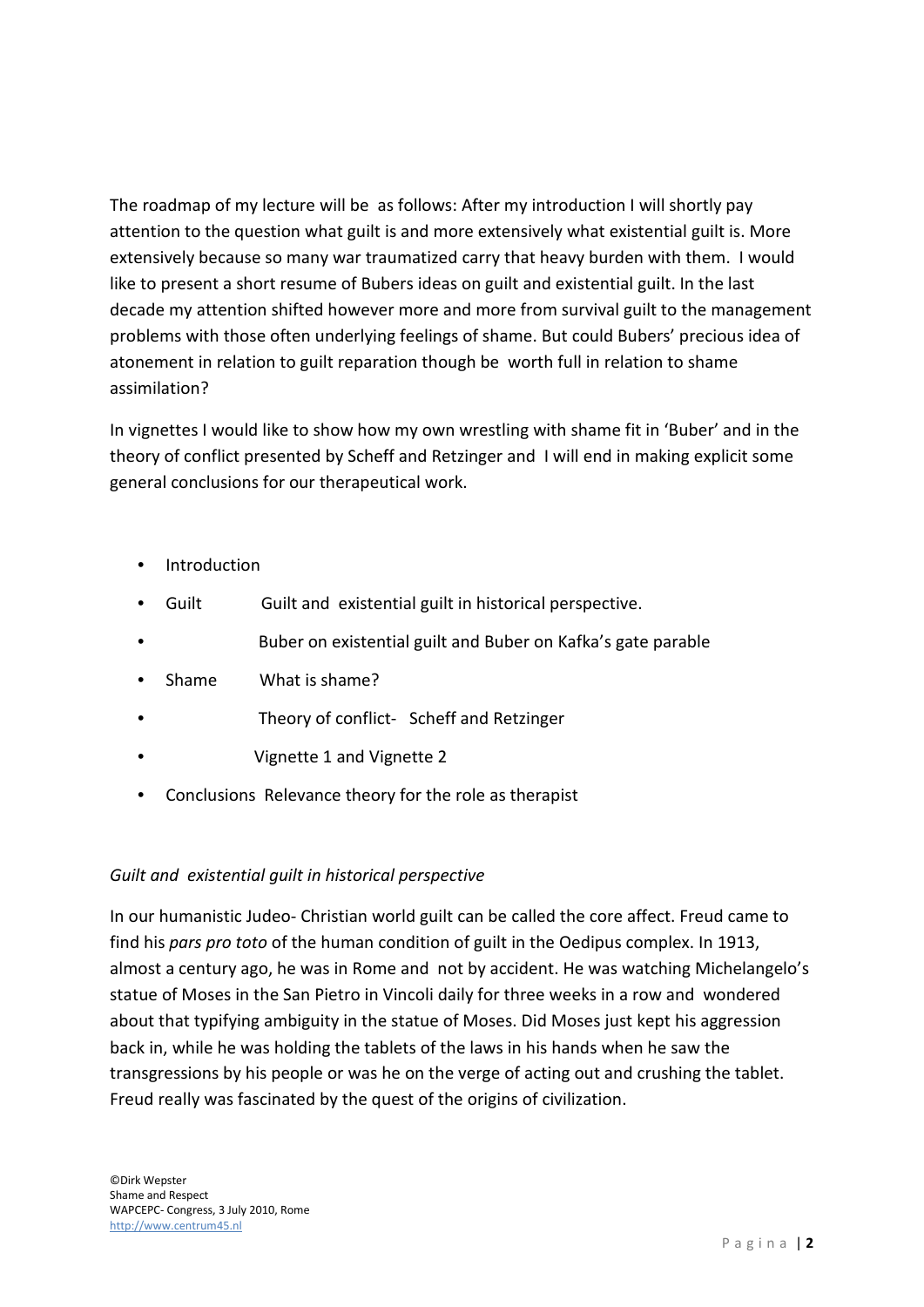The roadmap of my lecture will be as follows: After my introduction I will shortly pay attention to the question what guilt is and more extensively what existential guilt is. More extensively because so many war traumatized carry that heavy burden with them. I would like to present a short resume of Bubers ideas on guilt and existential guilt. In the last decade my attention shifted however more and more from survival guilt to the management problems with those often underlying feelings of shame. But could Bubers' precious idea of atonement in relation to guilt reparation though be worth full in relation to shame assimilation?

In vignettes I would like to show how my own wrestling with shame fit in 'Buber' and in the theory of conflict presented by Scheff and Retzinger and I will end in making explicit some general conclusions for our therapeutical work.

- Introduction
- Guilt Guilt and existential guilt in historical perspective.
- Buber on existential guilt and Buber on Kafka's gate parable
- Shame What is shame?
- Theory of conflict- Scheff and Retzinger
- Vignette 1 and Vignette 2
- Conclusions Relevance theory for the role as therapist

*Guilt and existential guilt in historical perspective*

In our humanistic Judeo- Christian world guilt can be called the core affect. Freud came to find his *pars pro toto* of the human condition of guilt in the Oedipus complex. In 1913, almost a century ago, he was in Rome and not by accident. He was watching Michelangelo's statue of Moses in the San Pietro in Vincoli daily for three weeks in a row and wondered about that typifying ambiguity in the statue of Moses. Did Moses just kept his aggression back in, while he was holding the tablets of the laws in his hands when he saw the transgressions by his people or was he on the verge of acting out and crushing the tablet. Freud really was fascinated by the quest of the origins of civilization.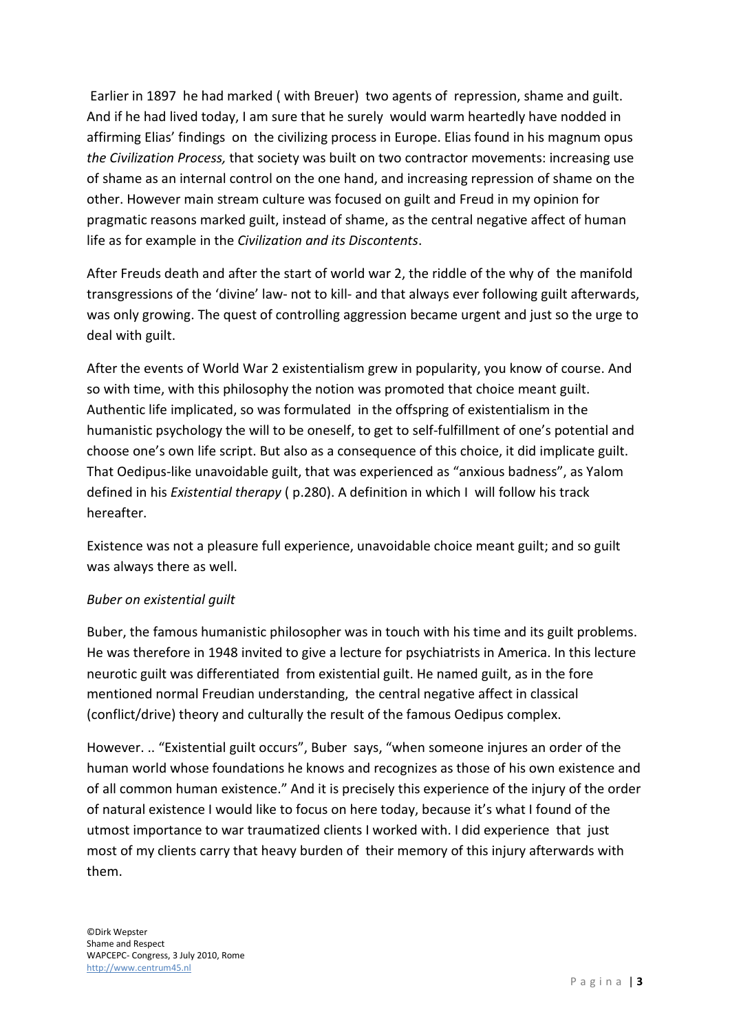Earlier in 1897 he had marked ( with Breuer) two agents of repression, shame and guilt. And if he had lived today, I am sure that he surely would warm heartedly have nodded in affirming Elias' findings on the civilizing process in Europe. Elias found in his magnum opus *the Civilization Process,* that society was built on two contractor movements: increasing use of shame as an internal control on the one hand, and increasing repression of shame on the other. However main stream culture was focused on guilt and Freud in my opinion for pragmatic reasons marked guilt, instead of shame, as the central negative affect of human life as for example in the *Civilization and its Discontents*.

After Freuds death and after the start of world war 2, the riddle of the why of the manifold transgressions of the 'divine' law- not to kill- and that always ever following guilt afterwards, was only growing. The quest of controlling aggression became urgent and just so the urge to deal with guilt.

After the events of World War 2 existentialism grew in popularity, you know of course. And so with time, with this philosophy the notion was promoted that choice meant guilt. Authentic life implicated, so was formulated in the offspring of existentialism in the humanistic psychology the will to be oneself, to get to self-fulfillment of one's potential and choose one's own life script. But also as a consequence of this choice, it did implicate guilt. That Oedipus-like unavoidable guilt, that was experienced as "anxious badness", as Yalom defined in his *Existential therapy* ( p.280). A definition in which I will follow his track hereafter.

Existence was not a pleasure full experience, unavoidable choice meant guilt; and so guilt was always there as well.

*Buber on existential guilt*

Buber, the famous humanistic philosopher was in touch with his time and its guilt problems. He was therefore in 1948 invited to give a lecture for psychiatrists in America. In this lecture neurotic guilt was differentiated from existential guilt. He named guilt, as in the fore mentioned normal Freudian understanding, the central negative affect in classical (conflict/drive) theory and culturally the result of the famous Oedipus complex.

However. .. "Existential guilt occurs", Buber says, "when someone injures an order of the human world whose foundations he knows and recognizes as those of his own existence and of all common human existence." And it is precisely this experience of the injury of the order of natural existence I would like to focus on here today, because it's what I found of the utmost importance to war traumatized clients I worked with. I did experience that just most of my clients carry that heavy burden of their memory of this injury afterwards with them.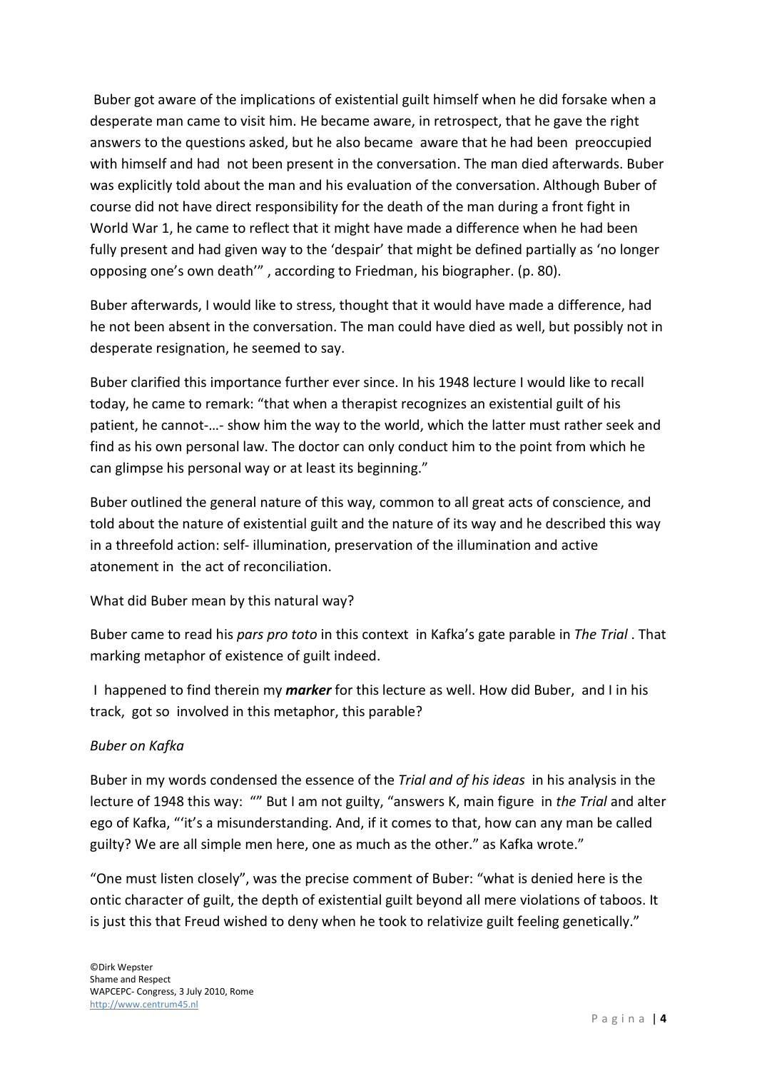Buber got aware of the implications of existential guilt himself when he did forsake when a desperate man came to visit him. He became aware, in retrospect, that he gave the right answers to the questions asked, but he also became aware that he had been preoccupied with himself and had not been present in the conversation. The man died afterwards. Buber was explicitly told about the man and his evaluation of the conversation. Although Buber of course did not have direct responsibility for the death of the man during a front fight in World War 1, he came to reflect that it might have made a difference when he had been fully present and had given way to the 'despair' that might be defined partially as 'no longer opposing one's own death'" , according to Friedman, his biographer. (p. 80).

Buber afterwards, I would like to stress, thought that it would have made a difference, had he not been absent in the conversation. The man could have died as well, but possibly not in desperate resignation, he seemed to say.

Buber clarified this importance further ever since. In his 1948 lecture I would like to recall today, he came to remark: "that when a therapist recognizes an existential guilt of his patient, he cannot-…- show him the way to the world, which the latter must rather seek and find as his own personal law. The doctor can only conduct him to the point from which he can glimpse his personal way or at least its beginning."

Buber outlined the general nature of this way, common to all great acts of conscience, and told about the nature of existential guilt and the nature of its way and he described this way in a threefold action: self- illumination, preservation of the illumination and active atonement in the act of reconciliation.

What did Buber mean by this natural way?

Buber came to read his *pars pro toto* in this context in Kafka's gate parable in *The Trial* . That marking metaphor of existence of guilt indeed.

I happened to find therein my ***marker*** for this lecture as well. How did Buber, and I in his track, got so involved in this metaphor, this parable?

*Buber on Kafka*

Buber in my words condensed the essence of the *Trial and of his ideas* in his analysis in the lecture of 1948 this way: "" But I am not guilty, "answers K, main figure in *the Trial* and alter ego of Kafka, "'it's a misunderstanding. And, if it comes to that, how can any man be called guilty? We are all simple men here, one as much as the other." as Kafka wrote."

"One must listen closely", was the precise comment of Buber: "what is denied here is the ontic character of guilt, the depth of existential guilt beyond all mere violations of taboos. It is just this that Freud wished to deny when he took to relativize guilt feeling genetically."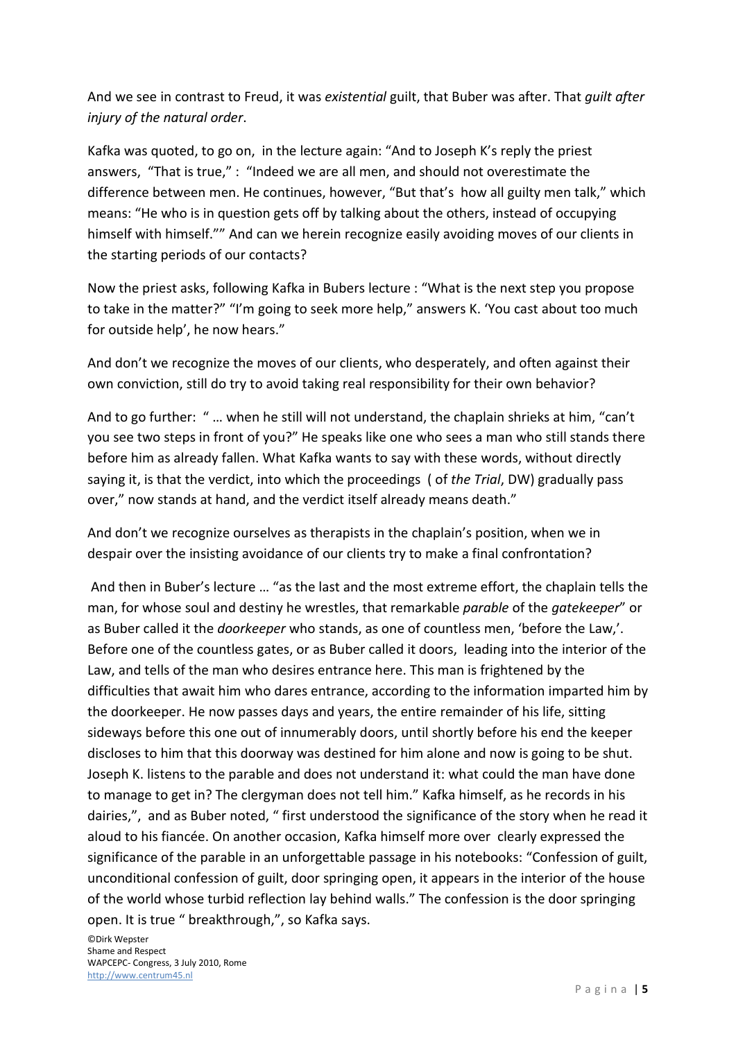And we see in contrast to Freud, it was *existential* guilt, that Buber was after. That *guilt after injury of the natural order*.

Kafka was quoted, to go on, in the lecture again: "And to Joseph K's reply the priest answers, "That is true," : "Indeed we are all men, and should not overestimate the difference between men. He continues, however, "But that's how all guilty men talk," which means: "He who is in question gets off by talking about the others, instead of occupying himself with himself."" And can we herein recognize easily avoiding moves of our clients in the starting periods of our contacts?

Now the priest asks, following Kafka in Bubers lecture : "What is the next step you propose to take in the matter?" "I'm going to seek more help," answers K. 'You cast about too much for outside help', he now hears."

And don't we recognize the moves of our clients, who desperately, and often against their own conviction, still do try to avoid taking real responsibility for their own behavior?

And to go further: " … when he still will not understand, the chaplain shrieks at him, "can't you see two steps in front of you?" He speaks like one who sees a man who still stands there before him as already fallen. What Kafka wants to say with these words, without directly saying it, is that the verdict, into which the proceedings ( of *the Trial*, DW) gradually pass over," now stands at hand, and the verdict itself already means death."

And don't we recognize ourselves as therapists in the chaplain's position, when we in despair over the insisting avoidance of our clients try to make a final confrontation?

And then in Buber's lecture … "as the last and the most extreme effort, the chaplain tells the man, for whose soul and destiny he wrestles, that remarkable *parable* of the *gatekeeper*" or as Buber called it the *doorkeeper* who stands, as one of countless men, 'before the Law,'. Before one of the countless gates, or as Buber called it doors, leading into the interior of the Law, and tells of the man who desires entrance here. This man is frightened by the difficulties that await him who dares entrance, according to the information imparted him by the doorkeeper. He now passes days and years, the entire remainder of his life, sitting sideways before this one out of innumerably doors, until shortly before his end the keeper discloses to him that this doorway was destined for him alone and now is going to be shut. Joseph K. listens to the parable and does not understand it: what could the man have done to manage to get in? The clergyman does not tell him." Kafka himself, as he records in his dairies,", and as Buber noted, " first understood the significance of the story when he read it aloud to his fiancée. On another occasion, Kafka himself more over clearly expressed the significance of the parable in an unforgettable passage in his notebooks: "Confession of guilt, unconditional confession of guilt, door springing open, it appears in the interior of the house of the world whose turbid reflection lay behind walls." The confession is the door springing open. It is true " breakthrough,", so Kafka says.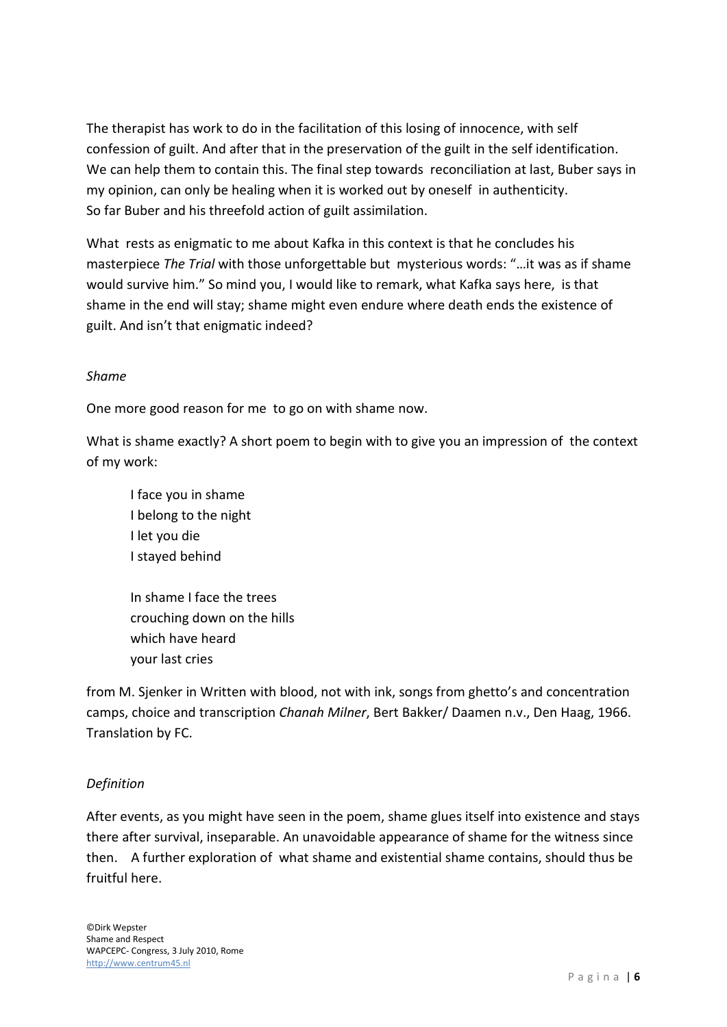The therapist has work to do in the facilitation of this losing of innocence, with self confession of guilt. And after that in the preservation of the guilt in the self identification. We can help them to contain this. The final step towards reconciliation at last, Buber says in my opinion, can only be healing when it is worked out by oneself in authenticity. So far Buber and his threefold action of guilt assimilation.

What rests as enigmatic to me about Kafka in this context is that he concludes his masterpiece *The Trial* with those unforgettable but mysterious words: "…it was as if shame would survive him." So mind you, I would like to remark, what Kafka says here, is that shame in the end will stay; shame might even endure where death ends the existence of guilt. And isn't that enigmatic indeed?

*Shame*

One more good reason for me to go on with shame now.

What is shame exactly? A short poem to begin with to give you an impression of the context of my work:

> I face you in shame
> I belong to the night
> I let you die
> I stayed behind
>
> In shame I face the trees
> crouching down on the hills
> which have heard
> your last cries

from M. Sjenker in Written with blood, not with ink, songs from ghetto's and concentration camps, choice and transcription *Chanah Milner*, Bert Bakker/ Daamen n.v., Den Haag, 1966. Translation by FC.

*Definition*

After events, as you might have seen in the poem, shame glues itself into existence and stays there after survival, inseparable. An unavoidable appearance of shame for the witness since then. A further exploration of what shame and existential shame contains, should thus be fruitful here.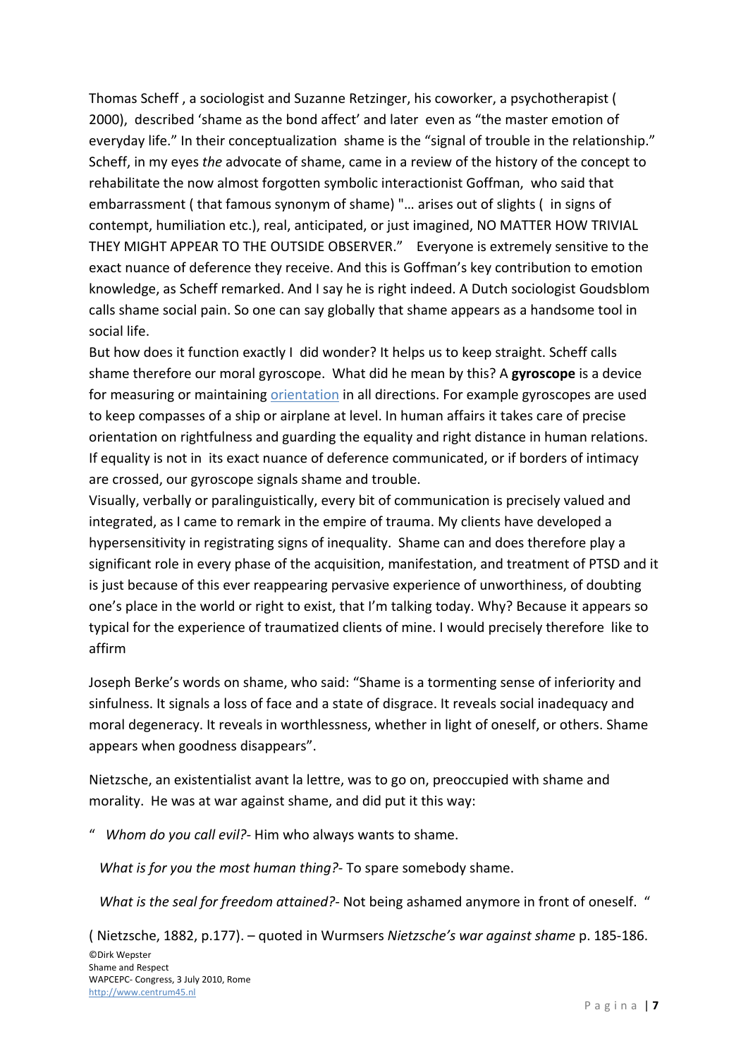Thomas Scheff , a sociologist and Suzanne Retzinger, his coworker, a psychotherapist ( 2000), described 'shame as the bond affect' and later even as "the master emotion of everyday life." In their conceptualization shame is the "signal of trouble in the relationship." Scheff, in my eyes *the* advocate of shame, came in a review of the history of the concept to rehabilitate the now almost forgotten symbolic interactionist Goffman, who said that embarrassment ( that famous synonym of shame) "… arises out of slights ( in signs of contempt, humiliation etc.), real, anticipated, or just imagined, NO MATTER HOW TRIVIAL THEY MIGHT APPEAR TO THE OUTSIDE OBSERVER." Everyone is extremely sensitive to the exact nuance of deference they receive. And this is Goffman's key contribution to emotion knowledge, as Scheff remarked. And I say he is right indeed. A Dutch sociologist Goudsblom calls shame social pain. So one can say globally that shame appears as a handsome tool in social life.

But how does it function exactly I did wonder? It helps us to keep straight. Scheff calls shame therefore our moral gyroscope. What did he mean by this? A **gyroscope** is a device for measuring or maintaining orientation in all directions. For example gyroscopes are used to keep compasses of a ship or airplane at level. In human affairs it takes care of precise orientation on rightfulness and guarding the equality and right distance in human relations. If equality is not in its exact nuance of deference communicated, or if borders of intimacy are crossed, our gyroscope signals shame and trouble.

Visually, verbally or paralinguistically, every bit of communication is precisely valued and integrated, as I came to remark in the empire of trauma. My clients have developed a hypersensitivity in registrating signs of inequality. Shame can and does therefore play a significant role in every phase of the acquisition, manifestation, and treatment of PTSD and it is just because of this ever reappearing pervasive experience of unworthiness, of doubting one's place in the world or right to exist, that I'm talking today. Why? Because it appears so typical for the experience of traumatized clients of mine. I would precisely therefore like to affirm

Joseph Berke's words on shame, who said: "Shame is a tormenting sense of inferiority and sinfulness. It signals a loss of face and a state of disgrace. It reveals social inadequacy and moral degeneracy. It reveals in worthlessness, whether in light of oneself, or others. Shame appears when goodness disappears".

Nietzsche, an existentialist avant la lettre, was to go on, preoccupied with shame and morality. He was at war against shame, and did put it this way:

" *Whom do you call evil?*- Him who always wants to shame.

*What is for you the most human thing?*- To spare somebody shame.

*What is the seal for freedom attained?*- Not being ashamed anymore in front of oneself. "

( Nietzsche, 1882, p.177). – quoted in Wurmsers *Nietzsche's war against shame* p. 185-186.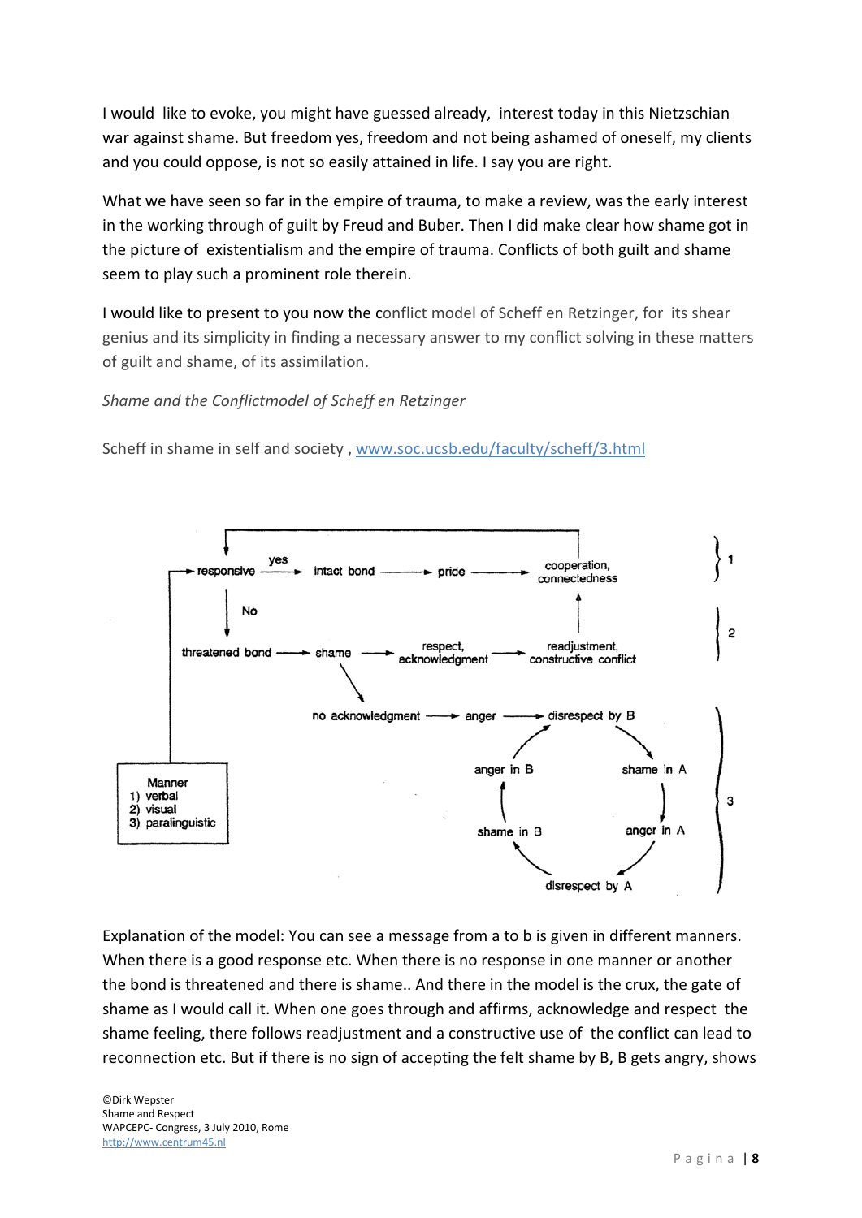I would like to evoke, you might have guessed already, interest today in this Nietzschian war against shame. But freedom yes, freedom and not being ashamed of oneself, my clients and you could oppose, is not so easily attained in life. I say you are right.

What we have seen so far in the empire of trauma, to make a review, was the early interest in the working through of guilt by Freud and Buber. Then I did make clear how shame got in the picture of existentialism and the empire of trauma. Conflicts of both guilt and shame seem to play such a prominent role therein.

I would like to present to you now the conflict model of Scheff en Retzinger, for its shear genius and its simplicity in finding a necessary answer to my conflict solving in these matters of guilt and shame, of its assimilation.

*Shame and the Conflictmodel of Scheff en Retzinger*

Scheff in shame in self and society , [www.soc.ucsb.edu/faculty/scheff/3.html](http://www.soc.ucsb.edu/faculty/scheff/3.html)

```
→ responsive --yes--> intact bond ——> pride ——> cooperation, connectedness      } 1
      | No                                                  ↑
      ↓
threatened bond ——> shame ——> respect, acknowledgment ——> readjustment, constructive conflict   } 2
                      \
                       no acknowledgment ——> anger ——> disrespect by B
                                                 anger in B          shame in A
                                                 shame in B          anger in A        } 3
                                                          disrespect by A
Manner
1) verbal
2) visual
3) paralinguistic
```

Explanation of the model: You can see a message from a to b is given in different manners. When there is a good response etc. When there is no response in one manner or another the bond is threatened and there is shame.. And there in the model is the crux, the gate of shame as I would call it. When one goes through and affirms, acknowledge and respect the shame feeling, there follows readjustment and a constructive use of the conflict can lead to reconnection etc. But if there is no sign of accepting the felt shame by B, B gets angry, shows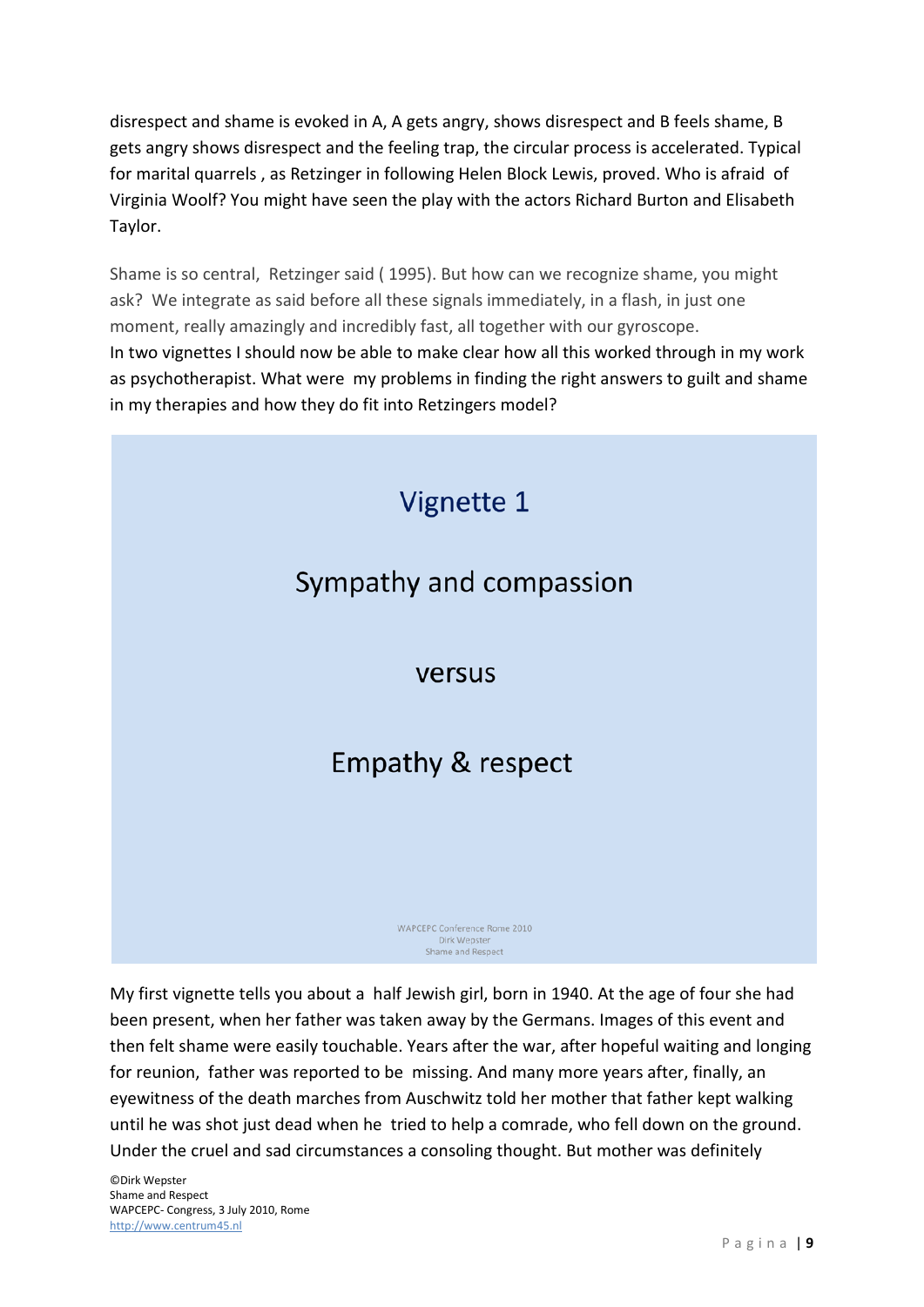disrespect and shame is evoked in A, A gets angry, shows disrespect and B feels shame, B gets angry shows disrespect and the feeling trap, the circular process is accelerated. Typical for marital quarrels , as Retzinger in following Helen Block Lewis, proved. Who is afraid of Virginia Woolf? You might have seen the play with the actors Richard Burton and Elisabeth Taylor.

Shame is so central, Retzinger said ( 1995). But how can we recognize shame, you might ask? We integrate as said before all these signals immediately, in a flash, in just one moment, really amazingly and incredibly fast, all together with our gyroscope.
In two vignettes I should now be able to make clear how all this worked through in my work as psychotherapist. What were my problems in finding the right answers to guilt and shame in my therapies and how they do fit into Retzingers model?

## Vignette 1

**Sympathy and compassion**

**versus**

**Empathy & respect**

WAPCEPC Conference Rome 2010
Dirk Wepster
Shame and Respect

My first vignette tells you about a half Jewish girl, born in 1940. At the age of four she had been present, when her father was taken away by the Germans. Images of this event and then felt shame were easily touchable. Years after the war, after hopeful waiting and longing for reunion, father was reported to be missing. And many more years after, finally, an eyewitness of the death marches from Auschwitz told her mother that father kept walking until he was shot just dead when he tried to help a comrade, who fell down on the ground. Under the cruel and sad circumstances a consoling thought. But mother was definitely

©Dirk Wepster
Shame and Respect
WAPCEPC- Congress, 3 July 2010, Rome
http://www.centrum45.nl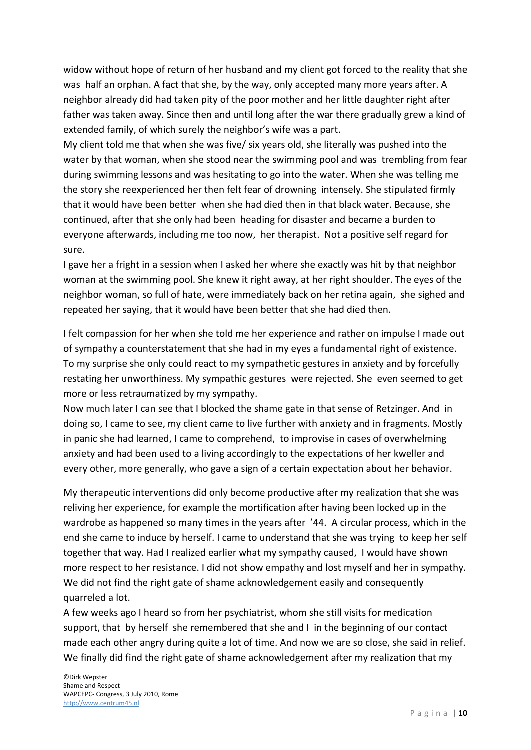widow without hope of return of her husband and my client got forced to the reality that she was half an orphan. A fact that she, by the way, only accepted many more years after. A neighbor already did had taken pity of the poor mother and her little daughter right after father was taken away. Since then and until long after the war there gradually grew a kind of extended family, of which surely the neighbor's wife was a part.
My client told me that when she was five/ six years old, she literally was pushed into the water by that woman, when she stood near the swimming pool and was trembling from fear during swimming lessons and was hesitating to go into the water. When she was telling me the story she reexperienced her then felt fear of drowning intensely. She stipulated firmly that it would have been better when she had died then in that black water. Because, she continued, after that she only had been heading for disaster and became a burden to everyone afterwards, including me too now, her therapist. Not a positive self regard for sure.
I gave her a fright in a session when I asked her where she exactly was hit by that neighbor woman at the swimming pool. She knew it right away, at her right shoulder. The eyes of the neighbor woman, so full of hate, were immediately back on her retina again, she sighed and repeated her saying, that it would have been better that she had died then.

I felt compassion for her when she told me her experience and rather on impulse I made out of sympathy a counterstatement that she had in my eyes a fundamental right of existence. To my surprise she only could react to my sympathetic gestures in anxiety and by forcefully restating her unworthiness. My sympathic gestures were rejected. She even seemed to get more or less retraumatized by my sympathy.
Now much later I can see that I blocked the shame gate in that sense of Retzinger. And in doing so, I came to see, my client came to live further with anxiety and in fragments. Mostly in panic she had learned, I came to comprehend, to improvise in cases of overwhelming anxiety and had been used to a living accordingly to the expectations of her kweller and every other, more generally, who gave a sign of a certain expectation about her behavior.

My therapeutic interventions did only become productive after my realization that she was reliving her experience, for example the mortification after having been locked up in the wardrobe as happened so many times in the years after '44. A circular process, which in the end she came to induce by herself. I came to understand that she was trying to keep her self together that way. Had I realized earlier what my sympathy caused, I would have shown more respect to her resistance. I did not show empathy and lost myself and her in sympathy. We did not find the right gate of shame acknowledgement easily and consequently quarreled a lot.
A few weeks ago I heard so from her psychiatrist, whom she still visits for medication support, that by herself she remembered that she and I in the beginning of our contact made each other angry during quite a lot of time. And now we are so close, she said in relief. We finally did find the right gate of shame acknowledgement after my realization that my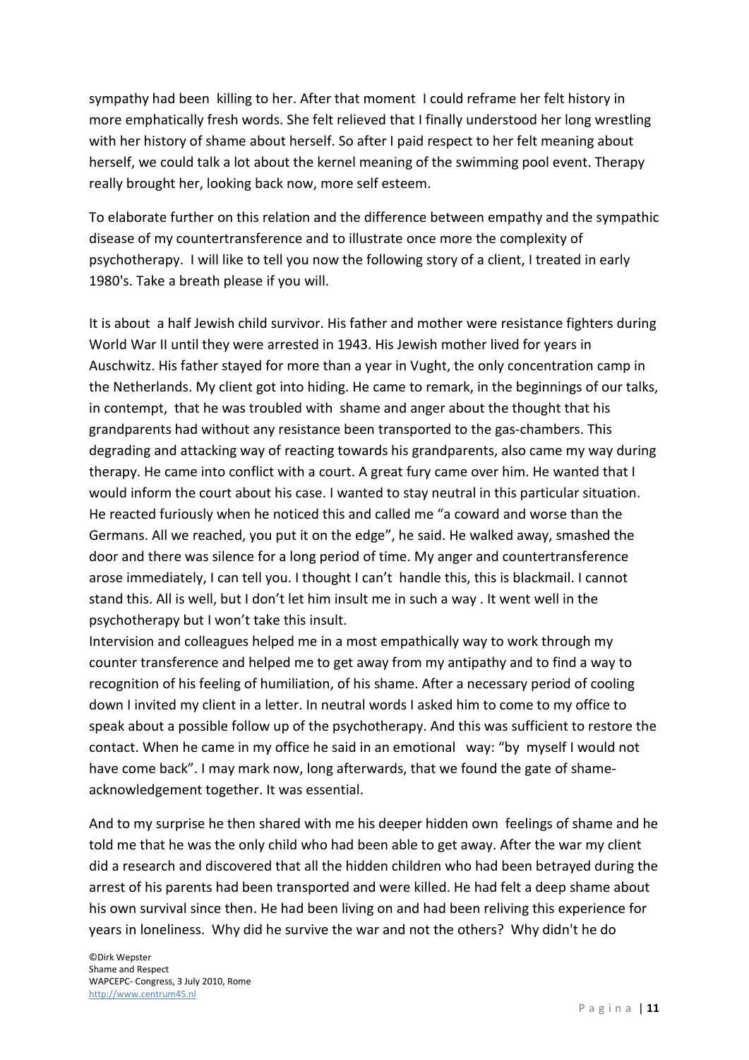sympathy had been killing to her. After that moment I could reframe her felt history in more emphatically fresh words. She felt relieved that I finally understood her long wrestling with her history of shame about herself. So after I paid respect to her felt meaning about herself, we could talk a lot about the kernel meaning of the swimming pool event. Therapy really brought her, looking back now, more self esteem.

To elaborate further on this relation and the difference between empathy and the sympathic disease of my countertransference and to illustrate once more the complexity of psychotherapy. I will like to tell you now the following story of a client, I treated in early 1980's. Take a breath please if you will.

It is about a half Jewish child survivor. His father and mother were resistance fighters during World War II until they were arrested in 1943. His Jewish mother lived for years in Auschwitz. His father stayed for more than a year in Vught, the only concentration camp in the Netherlands. My client got into hiding. He came to remark, in the beginnings of our talks, in contempt, that he was troubled with shame and anger about the thought that his grandparents had without any resistance been transported to the gas-chambers. This degrading and attacking way of reacting towards his grandparents, also came my way during therapy. He came into conflict with a court. A great fury came over him. He wanted that I would inform the court about his case. I wanted to stay neutral in this particular situation. He reacted furiously when he noticed this and called me "a coward and worse than the Germans. All we reached, you put it on the edge", he said. He walked away, smashed the door and there was silence for a long period of time. My anger and countertransference arose immediately, I can tell you. I thought I can't handle this, this is blackmail. I cannot stand this. All is well, but I don't let him insult me in such a way . It went well in the psychotherapy but I won't take this insult.
Intervision and colleagues helped me in a most empathically way to work through my counter transference and helped me to get away from my antipathy and to find a way to recognition of his feeling of humiliation, of his shame. After a necessary period of cooling down I invited my client in a letter. In neutral words I asked him to come to my office to speak about a possible follow up of the psychotherapy. And this was sufficient to restore the contact. When he came in my office he said in an emotional way: "by myself I would not have come back". I may mark now, long afterwards, that we found the gate of shame-acknowledgement together. It was essential.

And to my surprise he then shared with me his deeper hidden own feelings of shame and he told me that he was the only child who had been able to get away. After the war my client did a research and discovered that all the hidden children who had been betrayed during the arrest of his parents had been transported and were killed. He had felt a deep shame about his own survival since then. He had been living on and had been reliving this experience for years in loneliness. Why did he survive the war and not the others? Why didn't he do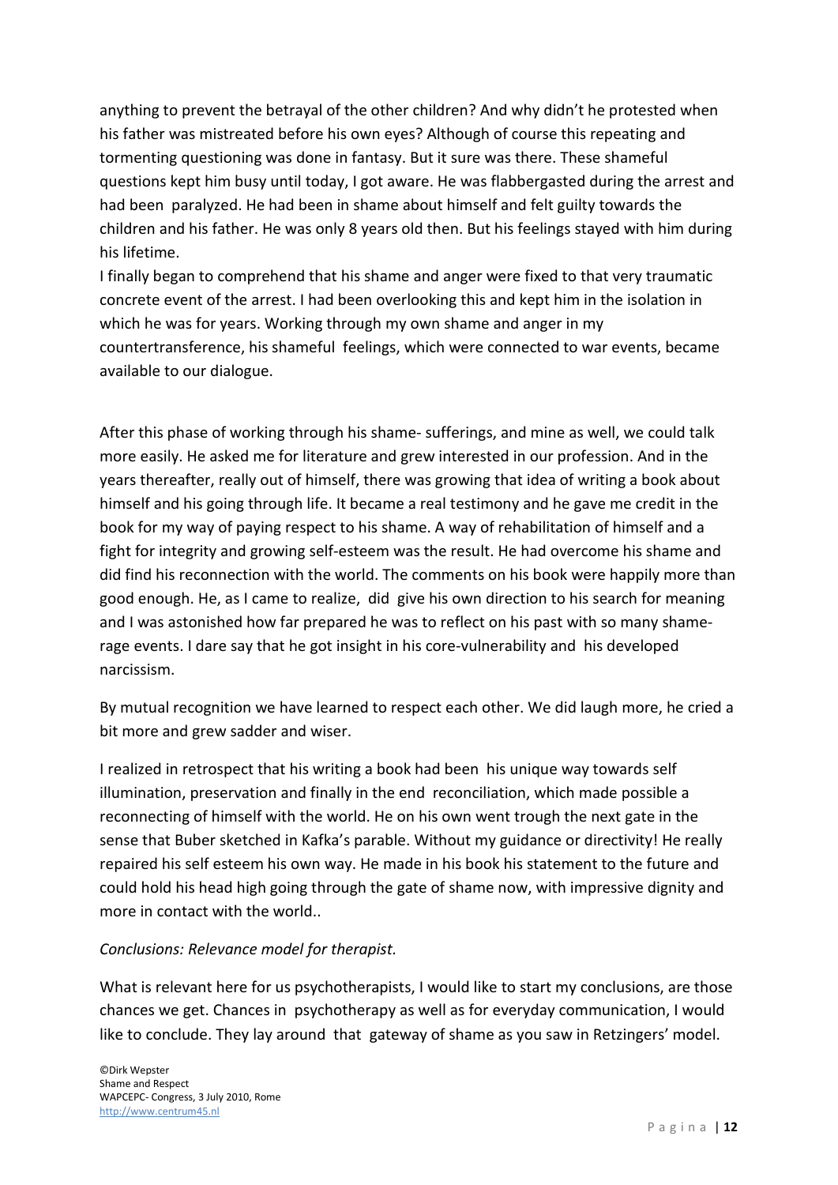anything to prevent the betrayal of the other children? And why didn't he protested when his father was mistreated before his own eyes? Although of course this repeating and tormenting questioning was done in fantasy. But it sure was there. These shameful questions kept him busy until today, I got aware. He was flabbergasted during the arrest and had been paralyzed. He had been in shame about himself and felt guilty towards the children and his father. He was only 8 years old then. But his feelings stayed with him during his lifetime.

I finally began to comprehend that his shame and anger were fixed to that very traumatic concrete event of the arrest. I had been overlooking this and kept him in the isolation in which he was for years. Working through my own shame and anger in my countertransference, his shameful feelings, which were connected to war events, became available to our dialogue.

After this phase of working through his shame- sufferings, and mine as well, we could talk more easily. He asked me for literature and grew interested in our profession. And in the years thereafter, really out of himself, there was growing that idea of writing a book about himself and his going through life. It became a real testimony and he gave me credit in the book for my way of paying respect to his shame. A way of rehabilitation of himself and a fight for integrity and growing self-esteem was the result. He had overcome his shame and did find his reconnection with the world. The comments on his book were happily more than good enough. He, as I came to realize, did give his own direction to his search for meaning and I was astonished how far prepared he was to reflect on his past with so many shame-rage events. I dare say that he got insight in his core-vulnerability and his developed narcissism.

By mutual recognition we have learned to respect each other. We did laugh more, he cried a bit more and grew sadder and wiser.

I realized in retrospect that his writing a book had been his unique way towards self illumination, preservation and finally in the end reconciliation, which made possible a reconnecting of himself with the world. He on his own went trough the next gate in the sense that Buber sketched in Kafka's parable. Without my guidance or directivity! He really repaired his self esteem his own way. He made in his book his statement to the future and could hold his head high going through the gate of shame now, with impressive dignity and more in contact with the world..

*Conclusions: Relevance model for therapist.*

What is relevant here for us psychotherapists, I would like to start my conclusions, are those chances we get. Chances in psychotherapy as well as for everyday communication, I would like to conclude. They lay around that gateway of shame as you saw in Retzingers' model.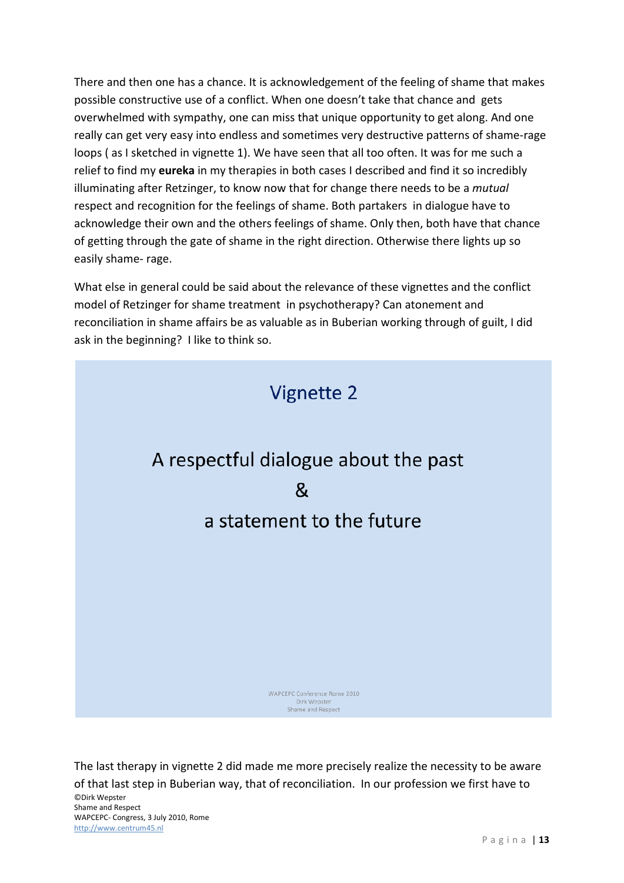There and then one has a chance. It is acknowledgement of the feeling of shame that makes possible constructive use of a conflict. When one doesn't take that chance and gets overwhelmed with sympathy, one can miss that unique opportunity to get along. And one really can get very easy into endless and sometimes very destructive patterns of shame-rage loops ( as I sketched in vignette 1). We have seen that all too often. It was for me such a relief to find my **eureka** in my therapies in both cases I described and find it so incredibly illuminating after Retzinger, to know now that for change there needs to be a *mutual* respect and recognition for the feelings of shame. Both partakers in dialogue have to acknowledge their own and the others feelings of shame. Only then, both have that chance of getting through the gate of shame in the right direction. Otherwise there lights up so easily shame- rage.

What else in general could be said about the relevance of these vignettes and the conflict model of Retzinger for shame treatment in psychotherapy? Can atonement and reconciliation in shame affairs be as valuable as in Buberian working through of guilt, I did ask in the beginning? I like to think so.

## Vignette 2

A respectful dialogue about the past

&

a statement to the future

WAPCEPC Conference Rome 2010
Dirk Wepster
Shame and Respect

The last therapy in vignette 2 did made me more precisely realize the necessity to be aware of that last step in Buberian way, that of reconciliation. In our profession we first have to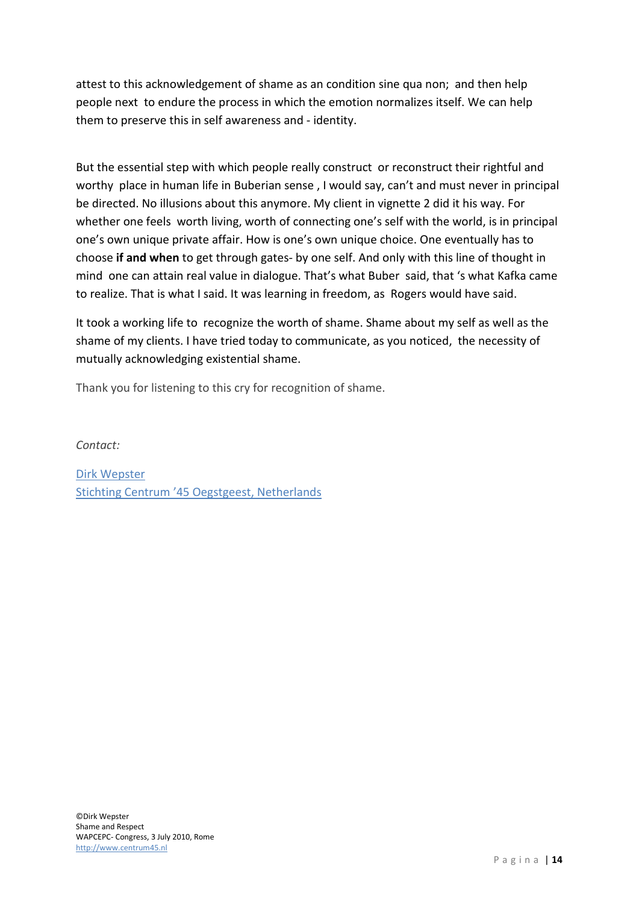attest to this acknowledgement of shame as an condition sine qua non; and then help people next to endure the process in which the emotion normalizes itself. We can help them to preserve this in self awareness and - identity.

But the essential step with which people really construct or reconstruct their rightful and worthy place in human life in Buberian sense , I would say, can't and must never in principal be directed. No illusions about this anymore. My client in vignette 2 did it his way. For whether one feels worth living, worth of connecting one's self with the world, is in principal one's own unique private affair. How is one's own unique choice. One eventually has to choose **if and when** to get through gates- by one self. And only with this line of thought in mind one can attain real value in dialogue. That's what Buber said, that 's what Kafka came to realize. That is what I said. It was learning in freedom, as Rogers would have said.

It took a working life to recognize the worth of shame. Shame about my self as well as the shame of my clients. I have tried today to communicate, as you noticed, the necessity of mutually acknowledging existential shame.

Thank you for listening to this cry for recognition of shame.

*Contact:*

Dirk Wepster
Stichting Centrum '45 Oegstgeest, Netherlands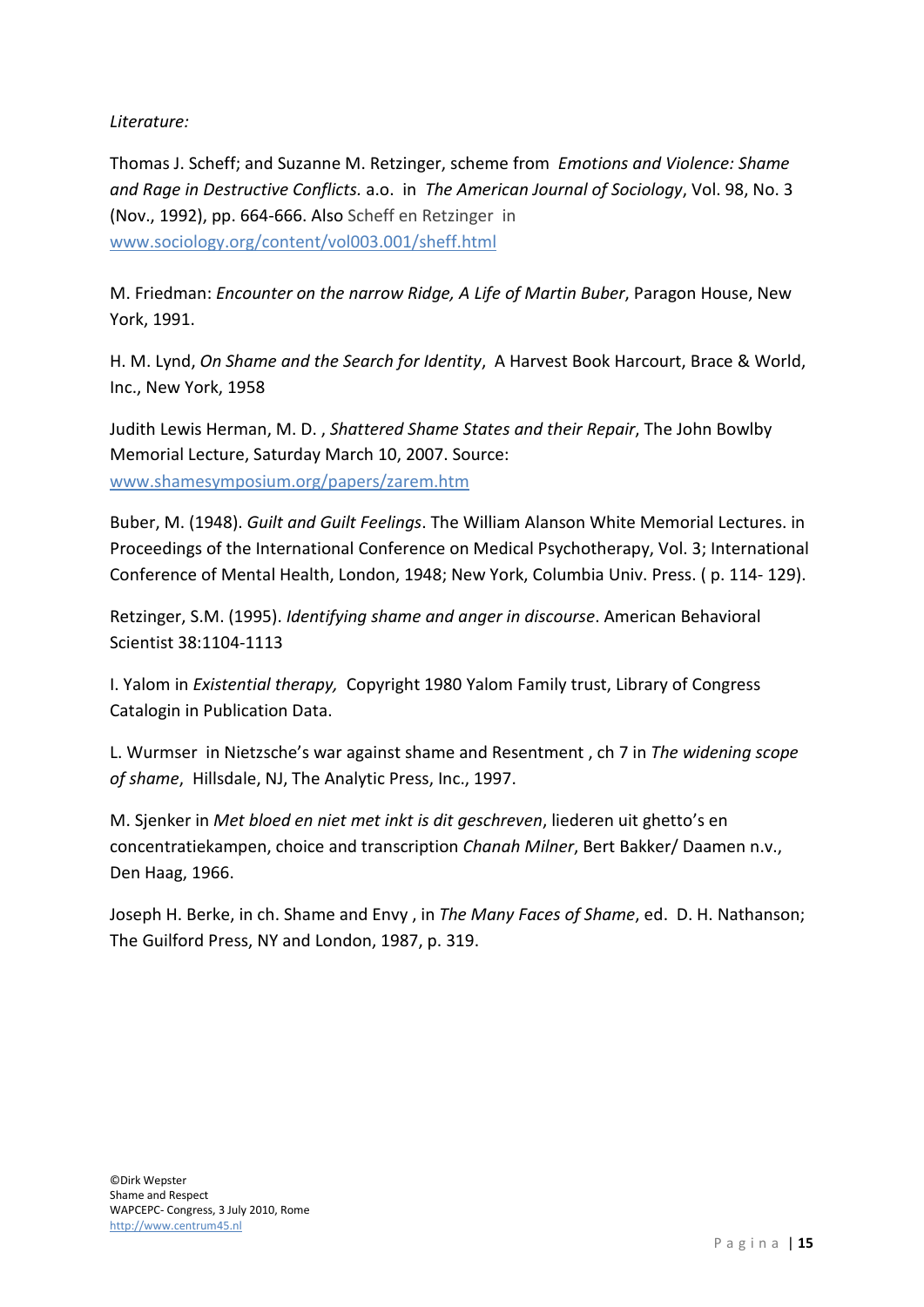*Literature:*

Thomas J. Scheff; and Suzanne M. Retzinger, scheme from *Emotions and Violence: Shame and Rage in Destructive Conflicts.* a.o. in *The American Journal of Sociology*, Vol. 98, No. 3 (Nov., 1992), pp. 664-666. Also Scheff en Retzinger in www.sociology.org/content/vol003.001/sheff.html

M. Friedman: *Encounter on the narrow Ridge, A Life of Martin Buber*, Paragon House, New York, 1991.

H. M. Lynd, *On Shame and the Search for Identity*, A Harvest Book Harcourt, Brace & World, Inc., New York, 1958

Judith Lewis Herman, M. D. , *Shattered Shame States and their Repair*, The John Bowlby Memorial Lecture, Saturday March 10, 2007. Source: www.shamesymposium.org/papers/zarem.htm

Buber, M. (1948). *Guilt and Guilt Feelings*. The William Alanson White Memorial Lectures. in Proceedings of the International Conference on Medical Psychotherapy, Vol. 3; International Conference of Mental Health, London, 1948; New York, Columbia Univ. Press. ( p. 114- 129).

Retzinger, S.M. (1995). *Identifying shame and anger in discourse*. American Behavioral Scientist 38:1104-1113

I. Yalom in *Existential therapy,* Copyright 1980 Yalom Family trust, Library of Congress Catalogin in Publication Data.

L. Wurmser in Nietzsche's war against shame and Resentment , ch 7 in *The widening scope of shame*, Hillsdale, NJ, The Analytic Press, Inc., 1997.

M. Sjenker in *Met bloed en niet met inkt is dit geschreven*, liederen uit ghetto's en concentratiekampen, choice and transcription *Chanah Milner*, Bert Bakker/ Daamen n.v., Den Haag, 1966.

Joseph H. Berke, in ch. Shame and Envy , in *The Many Faces of Shame*, ed. D. H. Nathanson; The Guilford Press, NY and London, 1987, p. 319.